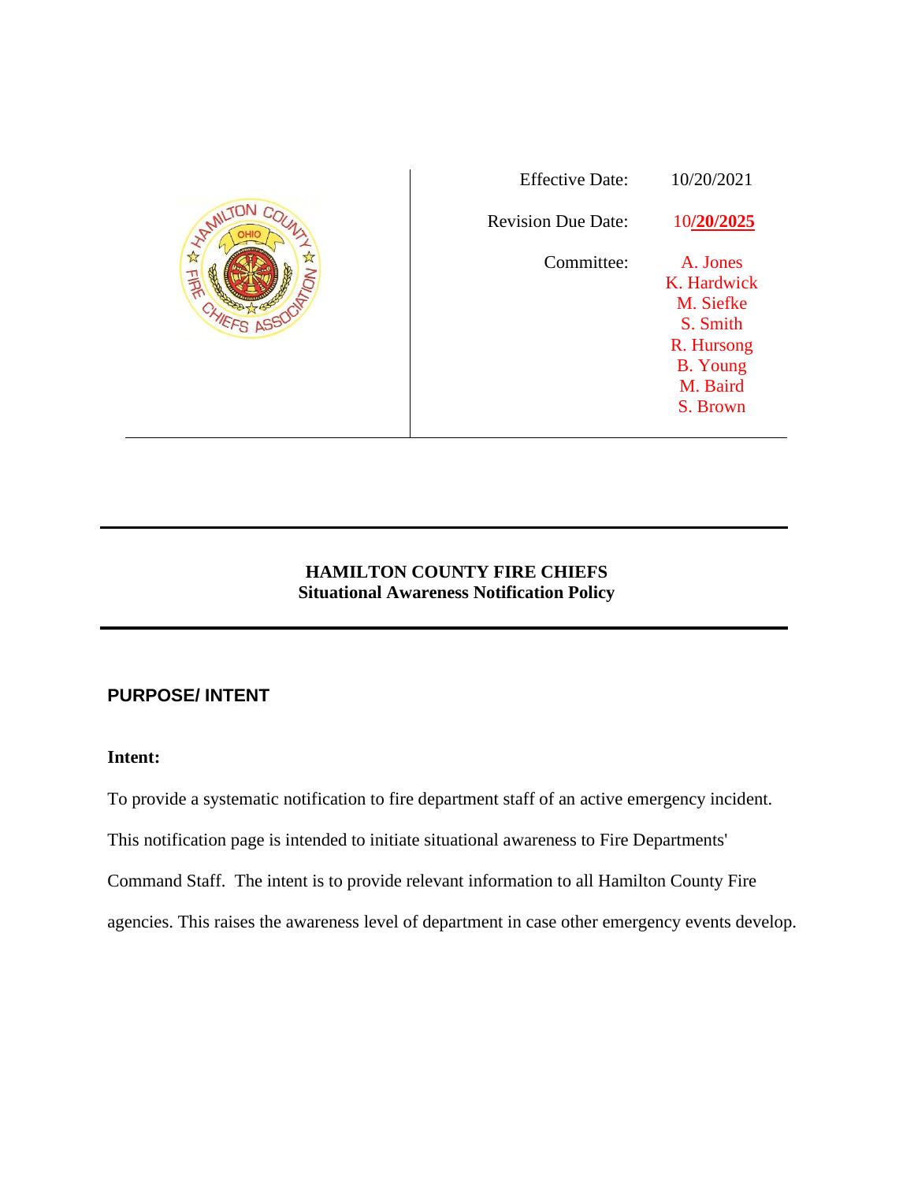| | |
|---|---|
| Effective Date: | 10/20/2021 |
| Revision Due Date: | 10/**20/2025** |
| Committee: | A. Jones<br>K. Hardwick<br>M. Siefke<br>S. Smith<br>R. Hursong<br>B. Young<br>M. Baird<br>S. Brown |

# HAMILTON COUNTY FIRE CHIEFS
## Situational Awareness Notification Policy

## PURPOSE/ INTENT

**Intent:**

To provide a systematic notification to fire department staff of an active emergency incident. This notification page is intended to initiate situational awareness to Fire Departments' Command Staff. The intent is to provide relevant information to all Hamilton County Fire agencies. This raises the awareness level of department in case other emergency events develop.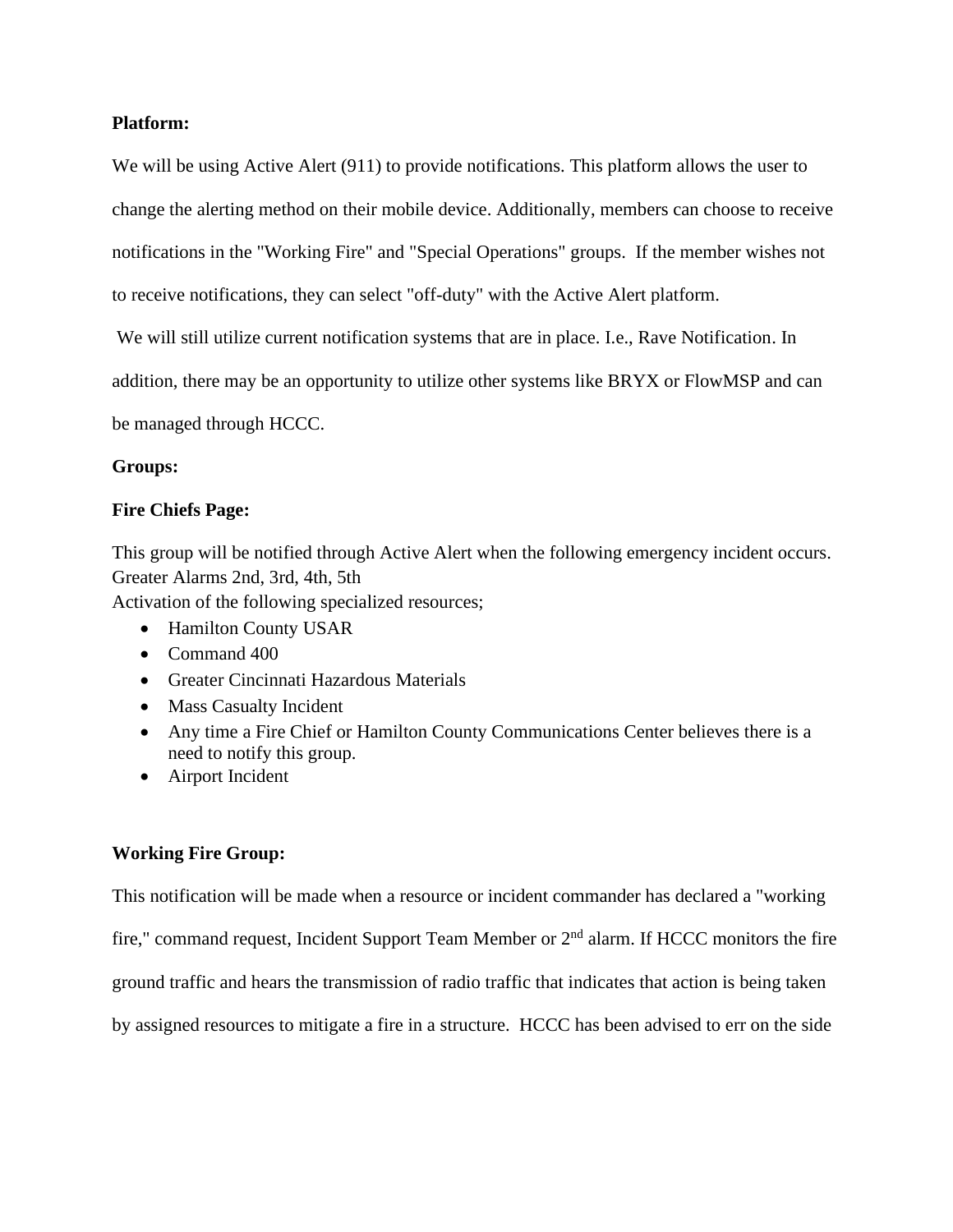**Platform:**

We will be using Active Alert (911) to provide notifications. This platform allows the user to change the alerting method on their mobile device. Additionally, members can choose to receive notifications in the "Working Fire" and "Special Operations" groups. If the member wishes not to receive notifications, they can select "off-duty" with the Active Alert platform.

We will still utilize current notification systems that are in place. I.e., Rave Notification. In addition, there may be an opportunity to utilize other systems like BRYX or FlowMSP and can be managed through HCCC.

**Groups:**

**Fire Chiefs Page:**

This group will be notified through Active Alert when the following emergency incident occurs.
Greater Alarms 2nd, 3rd, 4th, 5th
Activation of the following specialized resources;

- Hamilton County USAR
- Command 400
- Greater Cincinnati Hazardous Materials
- Mass Casualty Incident
- Any time a Fire Chief or Hamilton County Communications Center believes there is a need to notify this group.
- Airport Incident

**Working Fire Group:**

This notification will be made when a resource or incident commander has declared a "working fire," command request, Incident Support Team Member or 2nd alarm. If HCCC monitors the fire ground traffic and hears the transmission of radio traffic that indicates that action is being taken by assigned resources to mitigate a fire in a structure. HCCC has been advised to err on the side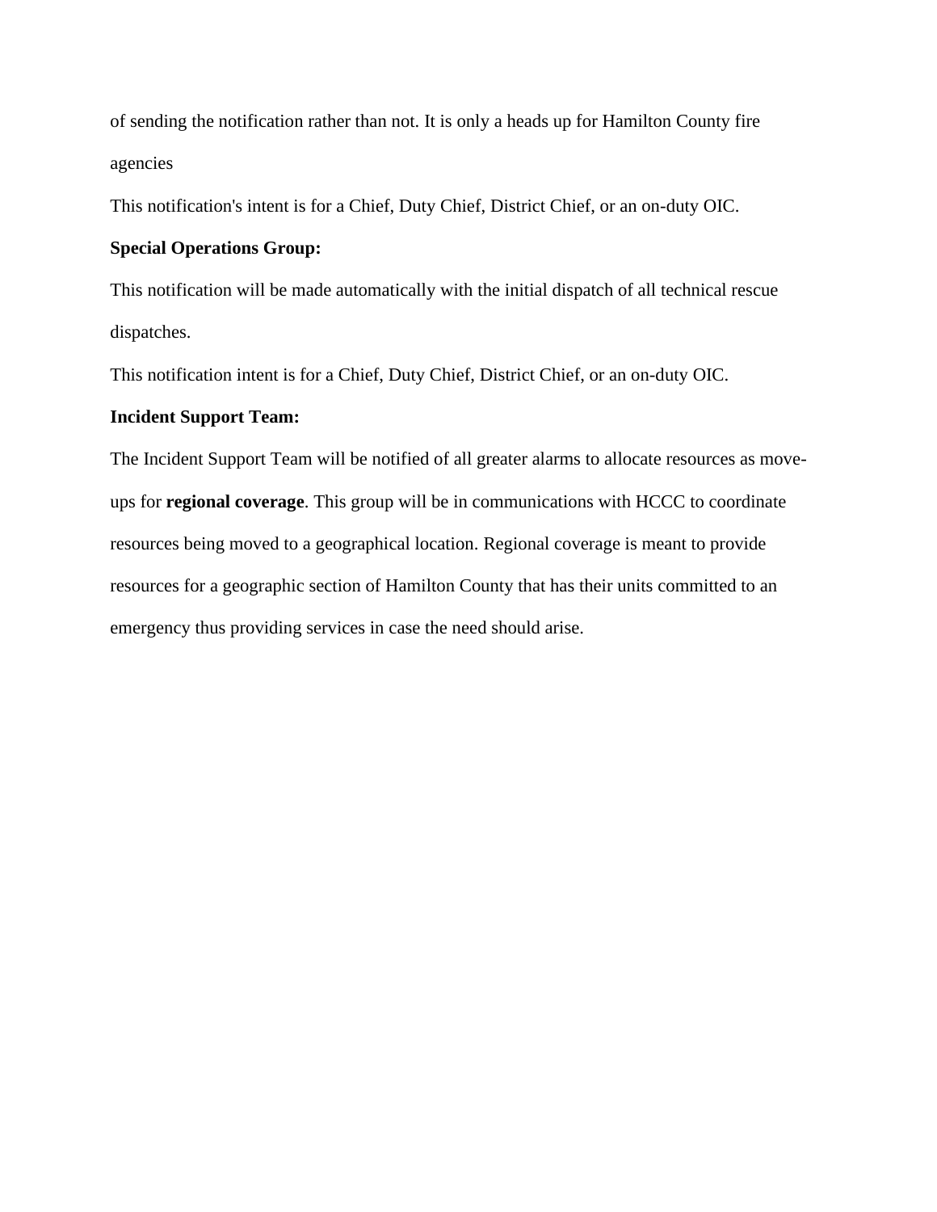of sending the notification rather than not. It is only a heads up for Hamilton County fire agencies

This notification's intent is for a Chief, Duty Chief, District Chief, or an on-duty OIC.

**Special Operations Group:**

This notification will be made automatically with the initial dispatch of all technical rescue dispatches.

This notification intent is for a Chief, Duty Chief, District Chief, or an on-duty OIC.

**Incident Support Team:**

The Incident Support Team will be notified of all greater alarms to allocate resources as move-ups for **regional coverage**. This group will be in communications with HCCC to coordinate resources being moved to a geographical location. Regional coverage is meant to provide resources for a geographic section of Hamilton County that has their units committed to an emergency thus providing services in case the need should arise.